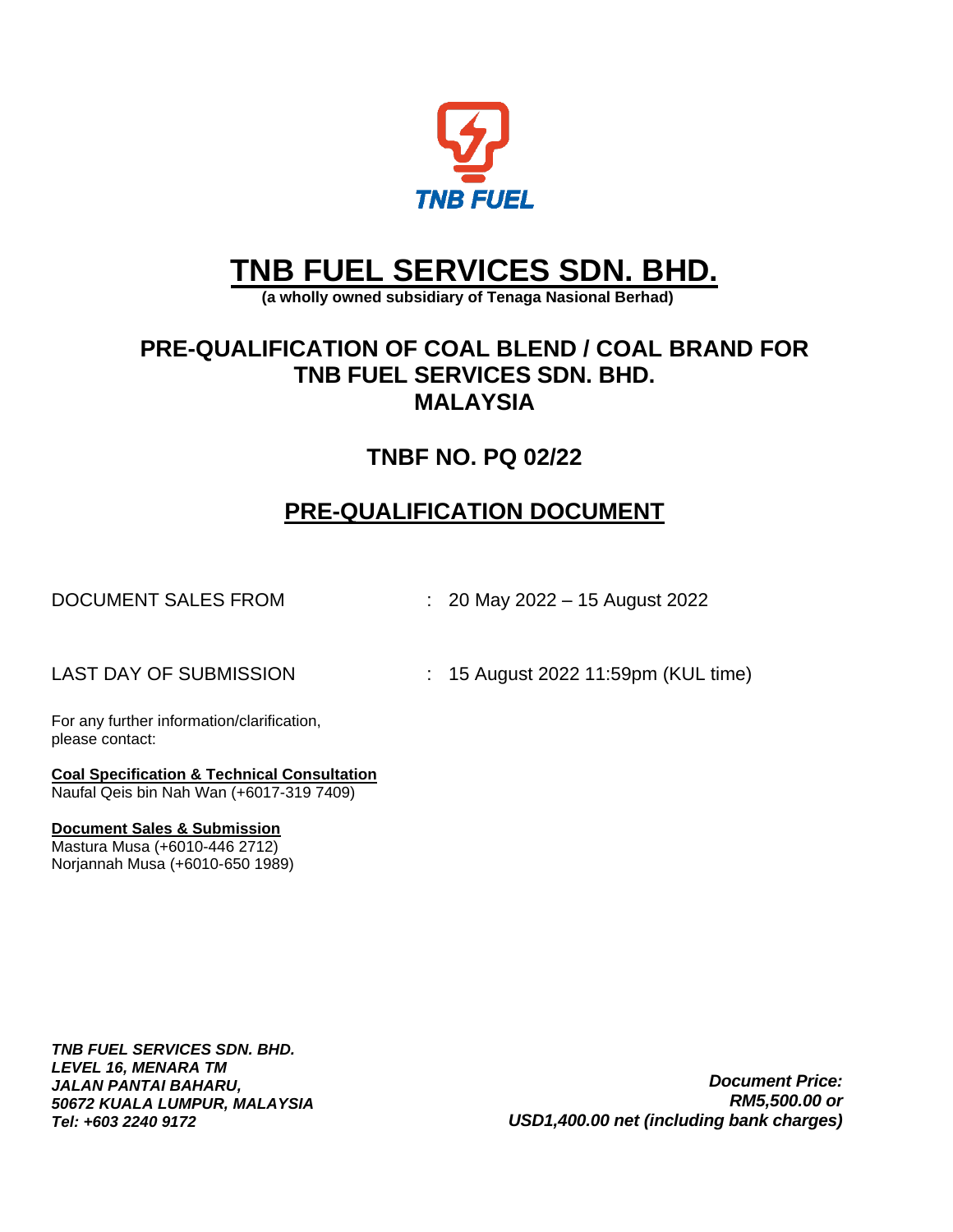TNB FUEL

# TNB FUEL SERVICES SDN. BHD.

**(a wholly owned subsidiary of Tenaga Nasional Berhad)**

## PRE-QUALIFICATION OF COAL BLEND / COAL BRAND FOR TNB FUEL SERVICES SDN. BHD. MALAYSIA

## TNBF NO. PQ 02/22

## PRE-QUALIFICATION DOCUMENT

DOCUMENT SALES FROM : 20 May 2022 – 15 August 2022

LAST DAY OF SUBMISSION : 15 August 2022 11:59pm (KUL time)

For any further information/clarification, please contact:

**Coal Specification & Technical Consultation**
Naufal Qeis bin Nah Wan (+6017-319 7409)

**Document Sales & Submission**
Mastura Musa (+6010-446 2712)
Norjannah Musa (+6010-650 1989)

***TNB FUEL SERVICES SDN. BHD.***
***LEVEL 16, MENARA TM***
***JALAN PANTAI BAHARU,***
***50672 KUALA LUMPUR, MALAYSIA***
***Tel: +603 2240 9172***

***Document Price:***
***RM5,500.00 or***
***USD1,400.00 net (including bank charges)***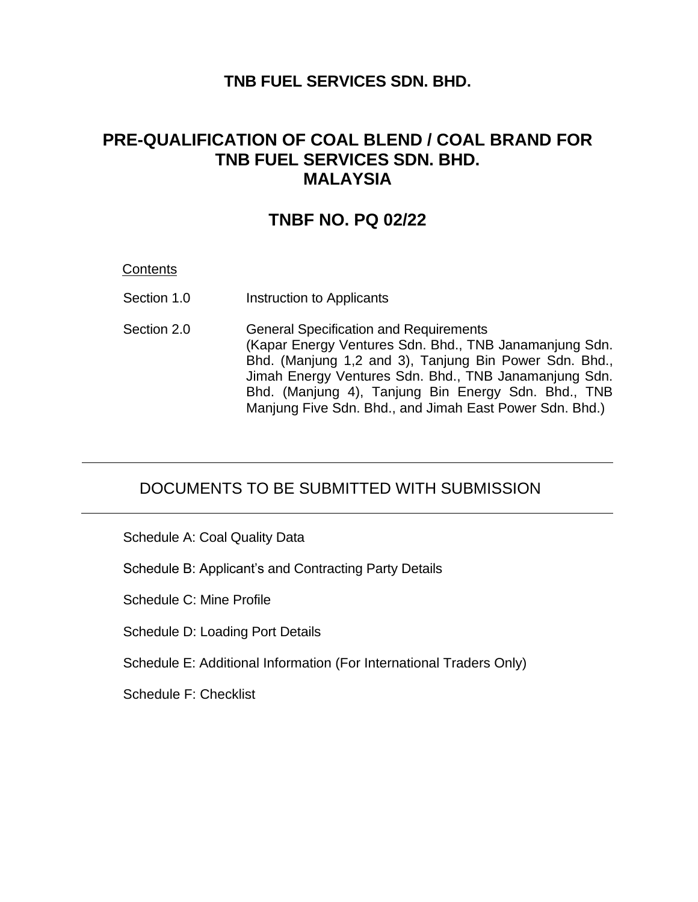**TNB FUEL SERVICES SDN. BHD.**

# PRE-QUALIFICATION OF COAL BLEND / COAL BRAND FOR TNB FUEL SERVICES SDN. BHD. MALAYSIA

## TNBF NO. PQ 02/22

Contents

| | |
|---|---|
| Section 1.0 | Instruction to Applicants |
| Section 2.0 | General Specification and Requirements (Kapar Energy Ventures Sdn. Bhd., TNB Janamanjung Sdn. Bhd. (Manjung 1,2 and 3), Tanjung Bin Power Sdn. Bhd., Jimah Energy Ventures Sdn. Bhd., TNB Janamanjung Sdn. Bhd. (Manjung 4), Tanjung Bin Energy Sdn. Bhd., TNB Manjung Five Sdn. Bhd., and Jimah East Power Sdn. Bhd.) |

---

## DOCUMENTS TO BE SUBMITTED WITH SUBMISSION

---

Schedule A: Coal Quality Data

Schedule B: Applicant's and Contracting Party Details

Schedule C: Mine Profile

Schedule D: Loading Port Details

Schedule E: Additional Information (For International Traders Only)

Schedule F: Checklist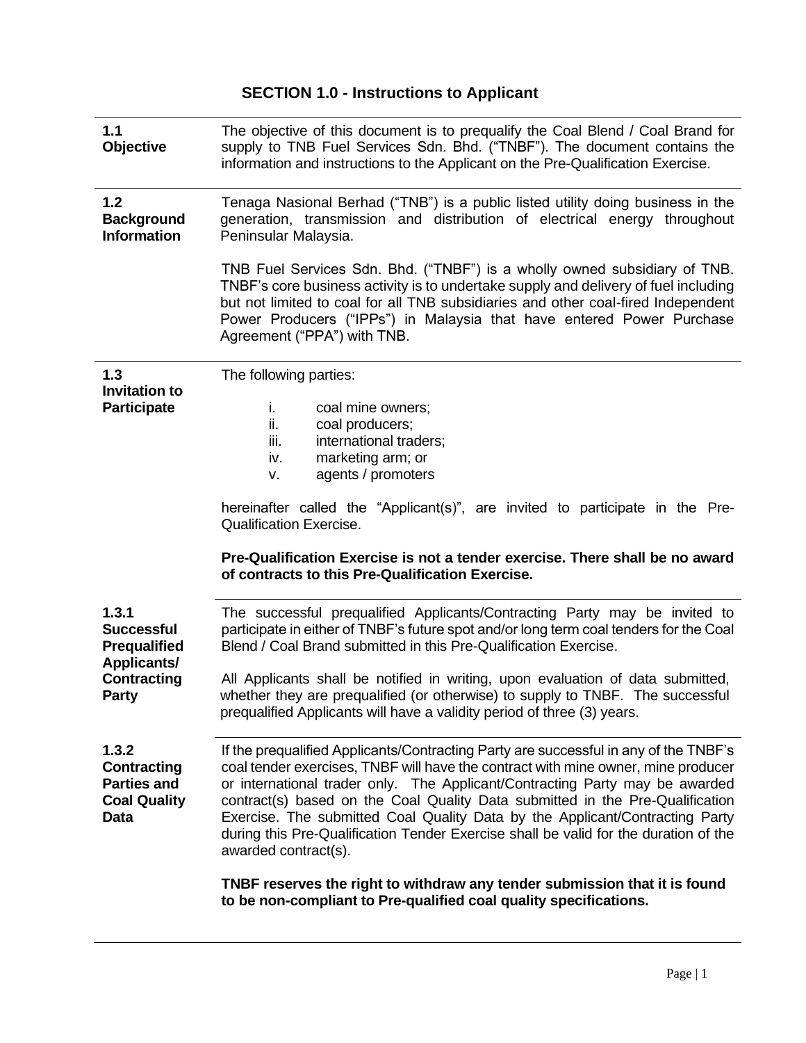# SECTION 1.0 - Instructions to Applicant

**1.1 Objective**

The objective of this document is to prequalify the Coal Blend / Coal Brand for supply to TNB Fuel Services Sdn. Bhd. ("TNBF"). The document contains the information and instructions to the Applicant on the Pre-Qualification Exercise.

**1.2 Background Information**

Tenaga Nasional Berhad ("TNB") is a public listed utility doing business in the generation, transmission and distribution of electrical energy throughout Peninsular Malaysia.

TNB Fuel Services Sdn. Bhd. ("TNBF") is a wholly owned subsidiary of TNB. TNBF's core business activity is to undertake supply and delivery of fuel including but not limited to coal for all TNB subsidiaries and other coal-fired Independent Power Producers ("IPPs") in Malaysia that have entered Power Purchase Agreement ("PPA") with TNB.

**1.3 Invitation to Participate**

The following parties:

i. coal mine owners;
ii. coal producers;
iii. international traders;
iv. marketing arm; or
v. agents / promoters

hereinafter called the "Applicant(s)", are invited to participate in the Pre-Qualification Exercise.

**Pre-Qualification Exercise is not a tender exercise. There shall be no award of contracts to this Pre-Qualification Exercise.**

**1.3.1 Successful Prequalified Applicants/ Contracting Party**

The successful prequalified Applicants/Contracting Party may be invited to participate in either of TNBF's future spot and/or long term coal tenders for the Coal Blend / Coal Brand submitted in this Pre-Qualification Exercise.

All Applicants shall be notified in writing, upon evaluation of data submitted, whether they are prequalified (or otherwise) to supply to TNBF. The successful prequalified Applicants will have a validity period of three (3) years.

**1.3.2 Contracting Parties and Coal Quality Data**

If the prequalified Applicants/Contracting Party are successful in any of the TNBF's coal tender exercises, TNBF will have the contract with mine owner, mine producer or international trader only. The Applicant/Contracting Party may be awarded contract(s) based on the Coal Quality Data submitted in the Pre-Qualification Exercise. The submitted Coal Quality Data by the Applicant/Contracting Party during this Pre-Qualification Tender Exercise shall be valid for the duration of the awarded contract(s).

**TNBF reserves the right to withdraw any tender submission that it is found to be non-compliant to Pre-qualified coal quality specifications.**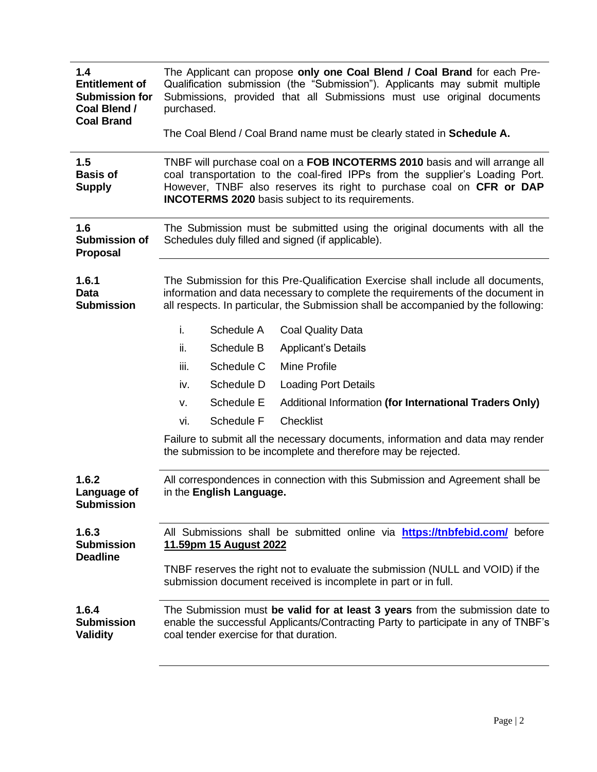**1.4 Entitlement of Submission for Coal Blend / Coal Brand**

The Applicant can propose **only one Coal Blend / Coal Brand** for each Pre-Qualification submission (the "Submission"). Applicants may submit multiple Submissions, provided that all Submissions must use original documents purchased.

The Coal Blend / Coal Brand name must be clearly stated in **Schedule A.**

---

**1.5 Basis of Supply**

TNBF will purchase coal on a **FOB INCOTERMS 2010** basis and will arrange all coal transportation to the coal-fired IPPs from the supplier's Loading Port. However, TNBF also reserves its right to purchase coal on **CFR or DAP INCOTERMS 2020** basis subject to its requirements.

---

**1.6 Submission of Proposal**

The Submission must be submitted using the original documents with all the Schedules duly filled and signed (if applicable).

---

**1.6.1 Data Submission**

The Submission for this Pre-Qualification Exercise shall include all documents, information and data necessary to complete the requirements of the document in all respects. In particular, the Submission shall be accompanied by the following:

| | | |
|---|---|---|
| i. | Schedule A | Coal Quality Data |
| ii. | Schedule B | Applicant's Details |
| iii. | Schedule C | Mine Profile |
| iv. | Schedule D | Loading Port Details |
| v. | Schedule E | Additional Information **(for International Traders Only)** |
| vi. | Schedule F | Checklist |

Failure to submit all the necessary documents, information and data may render the submission to be incomplete and therefore may be rejected.

---

**1.6.2 Language of Submission**

All correspondences in connection with this Submission and Agreement shall be in the **English Language.**

---

**1.6.3 Submission Deadline**

All Submissions shall be submitted online via **https://tnbfebid.com/** before **11.59pm 15 August 2022**

TNBF reserves the right not to evaluate the submission (NULL and VOID) if the submission document received is incomplete in part or in full.

---

**1.6.4 Submission Validity**

The Submission must **be valid for at least 3 years** from the submission date to enable the successful Applicants/Contracting Party to participate in any of TNBF's coal tender exercise for that duration.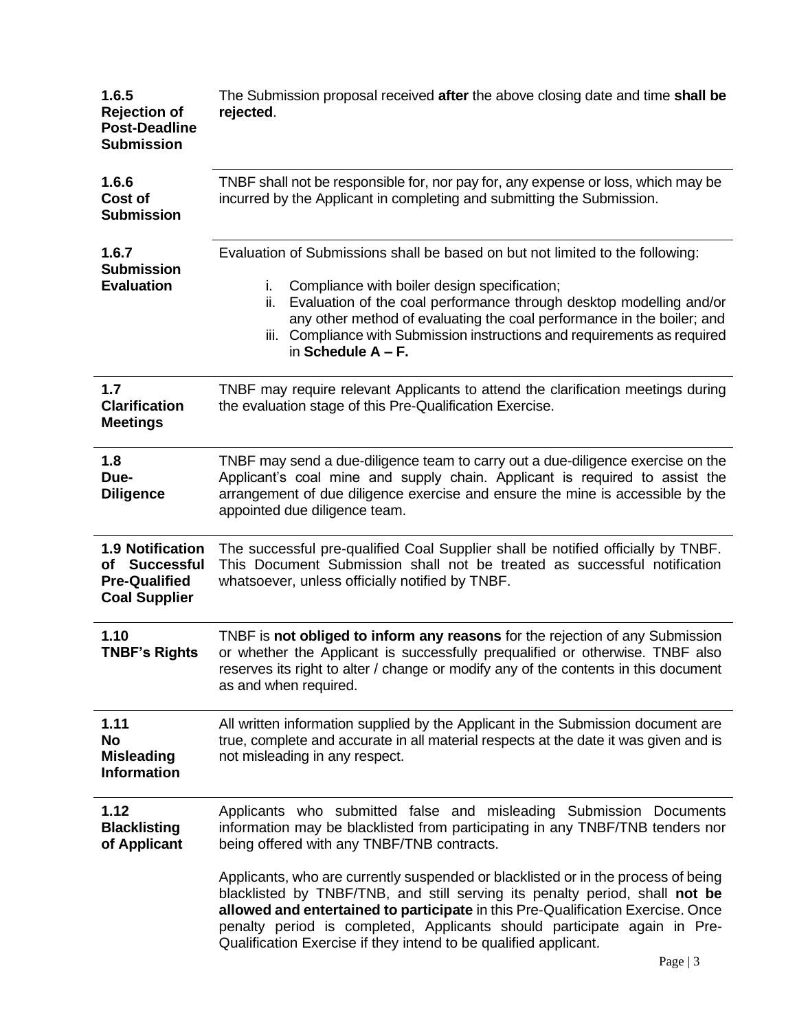| | |
|---|---|
| **1.6.5 Rejection of Post-Deadline Submission** | The Submission proposal received **after** the above closing date and time **shall be rejected**. |
| **1.6.6 Cost of Submission** | TNBF shall not be responsible for, nor pay for, any expense or loss, which may be incurred by the Applicant in completing and submitting the Submission. |
| **1.6.7 Submission Evaluation** | Evaluation of Submissions shall be based on but not limited to the following:<br><br>i. Compliance with boiler design specification;<br>ii. Evaluation of the coal performance through desktop modelling and/or any other method of evaluating the coal performance in the boiler; and<br>iii. Compliance with Submission instructions and requirements as required in **Schedule A – F.** |
| **1.7 Clarification Meetings** | TNBF may require relevant Applicants to attend the clarification meetings during the evaluation stage of this Pre-Qualification Exercise. |
| **1.8 Due-Diligence** | TNBF may send a due-diligence team to carry out a due-diligence exercise on the Applicant's coal mine and supply chain. Applicant is required to assist the arrangement of due diligence exercise and ensure the mine is accessible by the appointed due diligence team. |
| **1.9 Notification of Successful Pre-Qualified Coal Supplier** | The successful pre-qualified Coal Supplier shall be notified officially by TNBF. This Document Submission shall not be treated as successful notification whatsoever, unless officially notified by TNBF. |
| **1.10 TNBF's Rights** | TNBF is **not obliged to inform any reasons** for the rejection of any Submission or whether the Applicant is successfully prequalified or otherwise. TNBF also reserves its right to alter / change or modify any of the contents in this document as and when required. |
| **1.11 No Misleading Information** | All written information supplied by the Applicant in the Submission document are true, complete and accurate in all material respects at the date it was given and is not misleading in any respect. |
| **1.12 Blacklisting of Applicant** | Applicants who submitted false and misleading Submission Documents information may be blacklisted from participating in any TNBF/TNB tenders nor being offered with any TNBF/TNB contracts.<br><br>Applicants, who are currently suspended or blacklisted or in the process of being blacklisted by TNBF/TNB, and still serving its penalty period, shall **not be allowed and entertained to participate** in this Pre-Qualification Exercise. Once penalty period is completed, Applicants should participate again in Pre-Qualification Exercise if they intend to be qualified applicant. |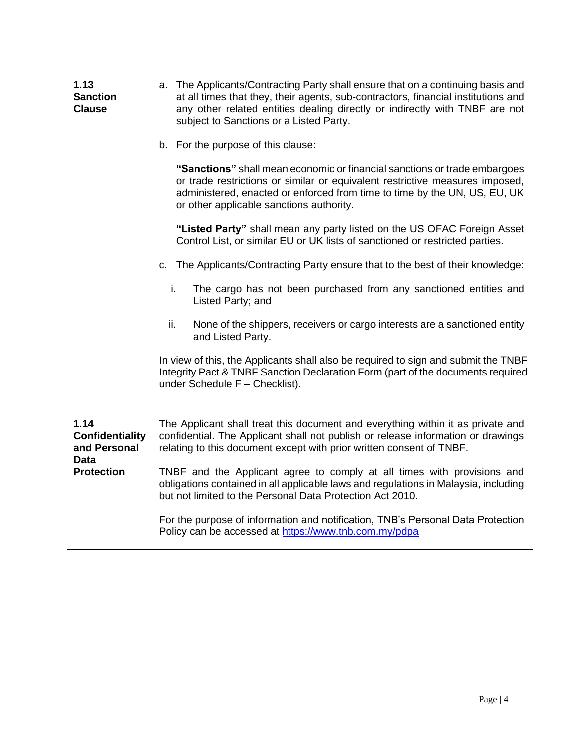### 1.13 Sanction Clause

a. The Applicants/Contracting Party shall ensure that on a continuing basis and at all times that they, their agents, sub-contractors, financial institutions and any other related entities dealing directly or indirectly with TNBF are not subject to Sanctions or a Listed Party.

b. For the purpose of this clause:

   **"Sanctions"** shall mean economic or financial sanctions or trade embargoes or trade restrictions or similar or equivalent restrictive measures imposed, administered, enacted or enforced from time to time by the UN, US, EU, UK or other applicable sanctions authority.

   **"Listed Party"** shall mean any party listed on the US OFAC Foreign Asset Control List, or similar EU or UK lists of sanctioned or restricted parties.

c. The Applicants/Contracting Party ensure that to the best of their knowledge:

   i. The cargo has not been purchased from any sanctioned entities and Listed Party; and

   ii. None of the shippers, receivers or cargo interests are a sanctioned entity and Listed Party.

In view of this, the Applicants shall also be required to sign and submit the TNBF Integrity Pact & TNBF Sanction Declaration Form (part of the documents required under Schedule F – Checklist).

### 1.14 Confidentiality and Personal Data Protection

The Applicant shall treat this document and everything within it as private and confidential. The Applicant shall not publish or release information or drawings relating to this document except with prior written consent of TNBF.

TNBF and the Applicant agree to comply at all times with provisions and obligations contained in all applicable laws and regulations in Malaysia, including but not limited to the Personal Data Protection Act 2010.

For the purpose of information and notification, TNB's Personal Data Protection Policy can be accessed at [https://www.tnb.com.my/pdpa](https://www.tnb.com.my/pdpa)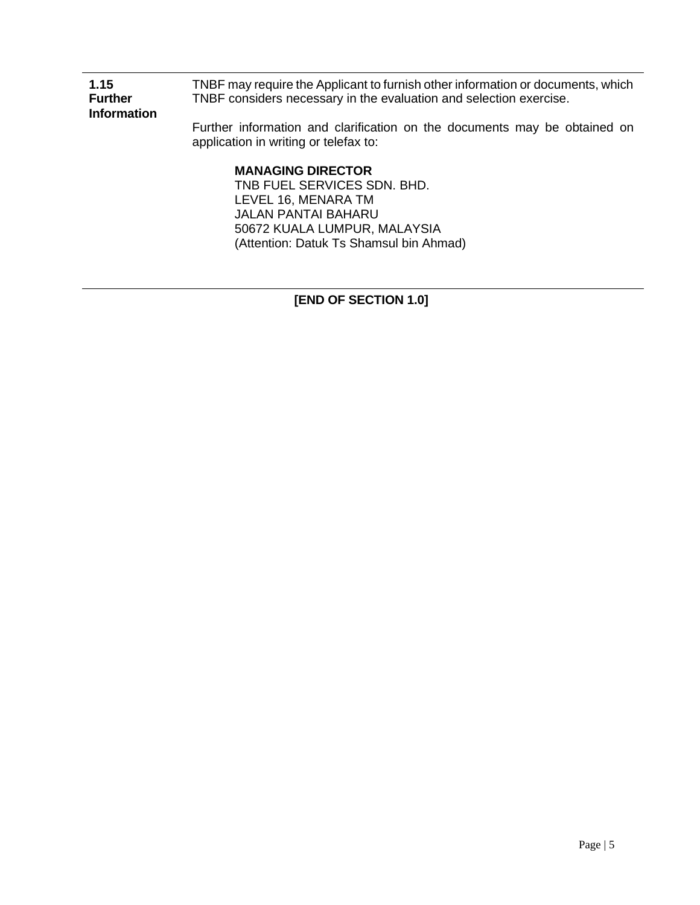**1.15 Further Information**

TNBF may require the Applicant to furnish other information or documents, which TNBF considers necessary in the evaluation and selection exercise.

Further information and clarification on the documents may be obtained on application in writing or telefax to:

> **MANAGING DIRECTOR**
> TNB FUEL SERVICES SDN. BHD.
> LEVEL 16, MENARA TM
> JALAN PANTAI BAHARU
> 50672 KUALA LUMPUR, MALAYSIA
> (Attention: Datuk Ts Shamsul bin Ahmad)

---

**[END OF SECTION 1.0]**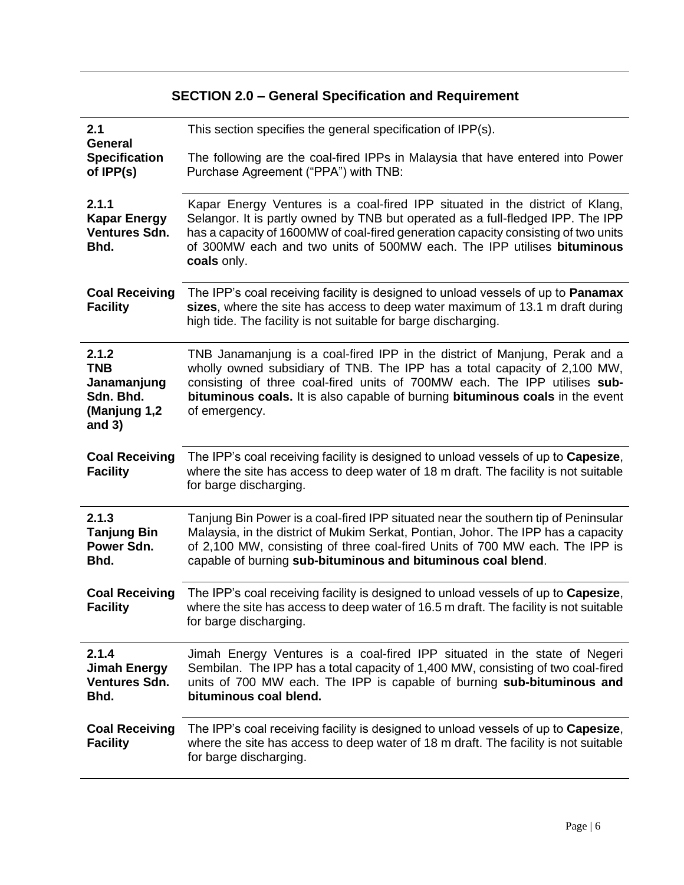## SECTION 2.0 – General Specification and Requirement

| | |
|---|---|
| **2.1 General Specification of IPP(s)** | This section specifies the general specification of IPP(s).<br><br>The following are the coal-fired IPPs in Malaysia that have entered into Power Purchase Agreement ("PPA") with TNB: |
| **2.1.1 Kapar Energy Ventures Sdn. Bhd.** | Kapar Energy Ventures is a coal-fired IPP situated in the district of Klang, Selangor. It is partly owned by TNB but operated as a full-fledged IPP. The IPP has a capacity of 1600MW of coal-fired generation capacity consisting of two units of 300MW each and two units of 500MW each. The IPP utilises **bituminous coals** only. |
| **Coal Receiving Facility** | The IPP's coal receiving facility is designed to unload vessels of up to **Panamax sizes**, where the site has access to deep water maximum of 13.1 m draft during high tide. The facility is not suitable for barge discharging. |
| **2.1.2 TNB Janamanjung Sdn. Bhd. (Manjung 1,2 and 3)** | TNB Janamanjung is a coal-fired IPP in the district of Manjung, Perak and a wholly owned subsidiary of TNB. The IPP has a total capacity of 2,100 MW, consisting of three coal-fired units of 700MW each. The IPP utilises **sub-bituminous coals.** It is also capable of burning **bituminous coals** in the event of emergency. |
| **Coal Receiving Facility** | The IPP's coal receiving facility is designed to unload vessels of up to **Capesize**, where the site has access to deep water of 18 m draft. The facility is not suitable for barge discharging. |
| **2.1.3 Tanjung Bin Power Sdn. Bhd.** | Tanjung Bin Power is a coal-fired IPP situated near the southern tip of Peninsular Malaysia, in the district of Mukim Serkat, Pontian, Johor. The IPP has a capacity of 2,100 MW, consisting of three coal-fired Units of 700 MW each. The IPP is capable of burning **sub-bituminous and bituminous coal blend**. |
| **Coal Receiving Facility** | The IPP's coal receiving facility is designed to unload vessels of up to **Capesize**, where the site has access to deep water of 16.5 m draft. The facility is not suitable for barge discharging. |
| **2.1.4 Jimah Energy Ventures Sdn. Bhd.** | Jimah Energy Ventures is a coal-fired IPP situated in the state of Negeri Sembilan. The IPP has a total capacity of 1,400 MW, consisting of two coal-fired units of 700 MW each. The IPP is capable of burning **sub-bituminous and bituminous coal blend.** |
| **Coal Receiving Facility** | The IPP's coal receiving facility is designed to unload vessels of up to **Capesize**, where the site has access to deep water of 18 m draft. The facility is not suitable for barge discharging. |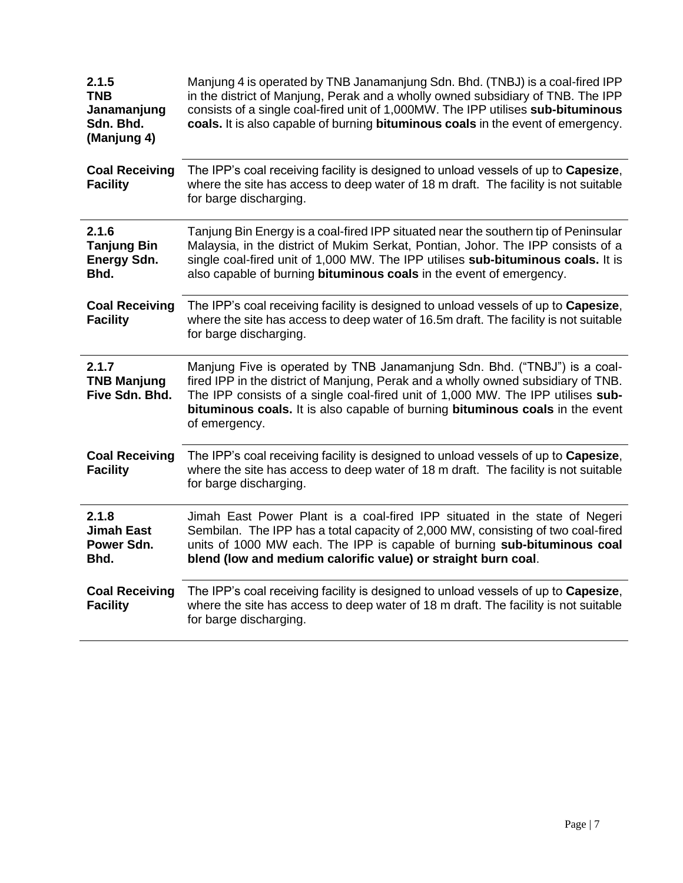| | |
|---|---|
| **2.1.5 TNB Janamanjung Sdn. Bhd. (Manjung 4)** | Manjung 4 is operated by TNB Janamanjung Sdn. Bhd. (TNBJ) is a coal-fired IPP in the district of Manjung, Perak and a wholly owned subsidiary of TNB. The IPP consists of a single coal-fired unit of 1,000MW. The IPP utilises **sub-bituminous coals.** It is also capable of burning **bituminous coals** in the event of emergency. |
| **Coal Receiving Facility** | The IPP's coal receiving facility is designed to unload vessels of up to **Capesize**, where the site has access to deep water of 18 m draft. The facility is not suitable for barge discharging. |
| **2.1.6 Tanjung Bin Energy Sdn. Bhd.** | Tanjung Bin Energy is a coal-fired IPP situated near the southern tip of Peninsular Malaysia, in the district of Mukim Serkat, Pontian, Johor. The IPP consists of a single coal-fired unit of 1,000 MW. The IPP utilises **sub-bituminous coals.** It is also capable of burning **bituminous coals** in the event of emergency. |
| **Coal Receiving Facility** | The IPP's coal receiving facility is designed to unload vessels of up to **Capesize**, where the site has access to deep water of 16.5m draft. The facility is not suitable for barge discharging. |
| **2.1.7 TNB Manjung Five Sdn. Bhd.** | Manjung Five is operated by TNB Janamanjung Sdn. Bhd. ("TNBJ") is a coal-fired IPP in the district of Manjung, Perak and a wholly owned subsidiary of TNB. The IPP consists of a single coal-fired unit of 1,000 MW. The IPP utilises **sub-bituminous coals.** It is also capable of burning **bituminous coals** in the event of emergency. |
| **Coal Receiving Facility** | The IPP's coal receiving facility is designed to unload vessels of up to **Capesize**, where the site has access to deep water of 18 m draft. The facility is not suitable for barge discharging. |
| **2.1.8 Jimah East Power Sdn. Bhd.** | Jimah East Power Plant is a coal-fired IPP situated in the state of Negeri Sembilan. The IPP has a total capacity of 2,000 MW, consisting of two coal-fired units of 1000 MW each. The IPP is capable of burning **sub-bituminous coal blend (low and medium calorific value) or straight burn coal**. |
| **Coal Receiving Facility** | The IPP's coal receiving facility is designed to unload vessels of up to **Capesize**, where the site has access to deep water of 18 m draft. The facility is not suitable for barge discharging. |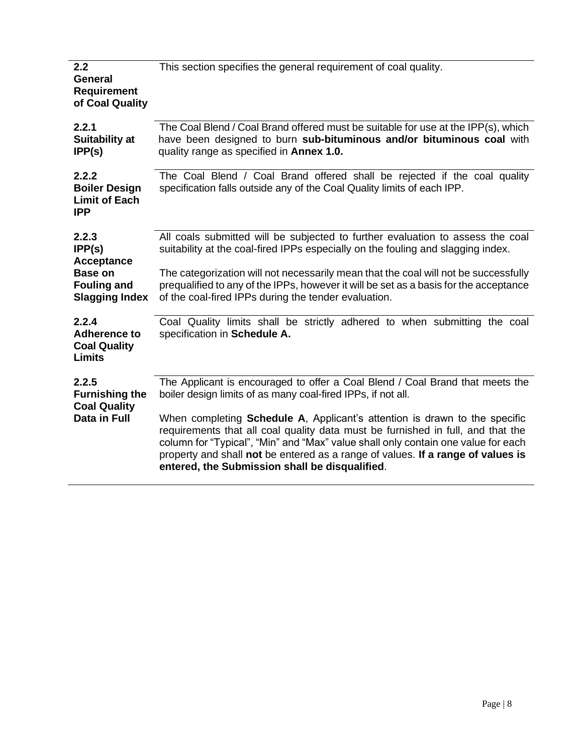| | |
|---|---|
| **2.2 General Requirement of Coal Quality** | This section specifies the general requirement of coal quality. |
| **2.2.1 Suitability at IPP(s)** | The Coal Blend / Coal Brand offered must be suitable for use at the IPP(s), which have been designed to burn **sub-bituminous and/or bituminous coal** with quality range as specified in **Annex 1.0.** |
| **2.2.2 Boiler Design Limit of Each IPP** | The Coal Blend / Coal Brand offered shall be rejected if the coal quality specification falls outside any of the Coal Quality limits of each IPP. |
| **2.2.3 IPP(s) Acceptance Base on Fouling and Slagging Index** | All coals submitted will be subjected to further evaluation to assess the coal suitability at the coal-fired IPPs especially on the fouling and slagging index.<br><br>The categorization will not necessarily mean that the coal will not be successfully prequalified to any of the IPPs, however it will be set as a basis for the acceptance of the coal-fired IPPs during the tender evaluation. |
| **2.2.4 Adherence to Coal Quality Limits** | Coal Quality limits shall be strictly adhered to when submitting the coal specification in **Schedule A.** |
| **2.2.5 Furnishing the Coal Quality Data in Full** | The Applicant is encouraged to offer a Coal Blend / Coal Brand that meets the boiler design limits of as many coal-fired IPPs, if not all.<br><br>When completing **Schedule A**, Applicant's attention is drawn to the specific requirements that all coal quality data must be furnished in full, and that the column for "Typical", "Min" and "Max" value shall only contain one value for each property and shall **not** be entered as a range of values. **If a range of values is entered, the Submission shall be disqualified**. |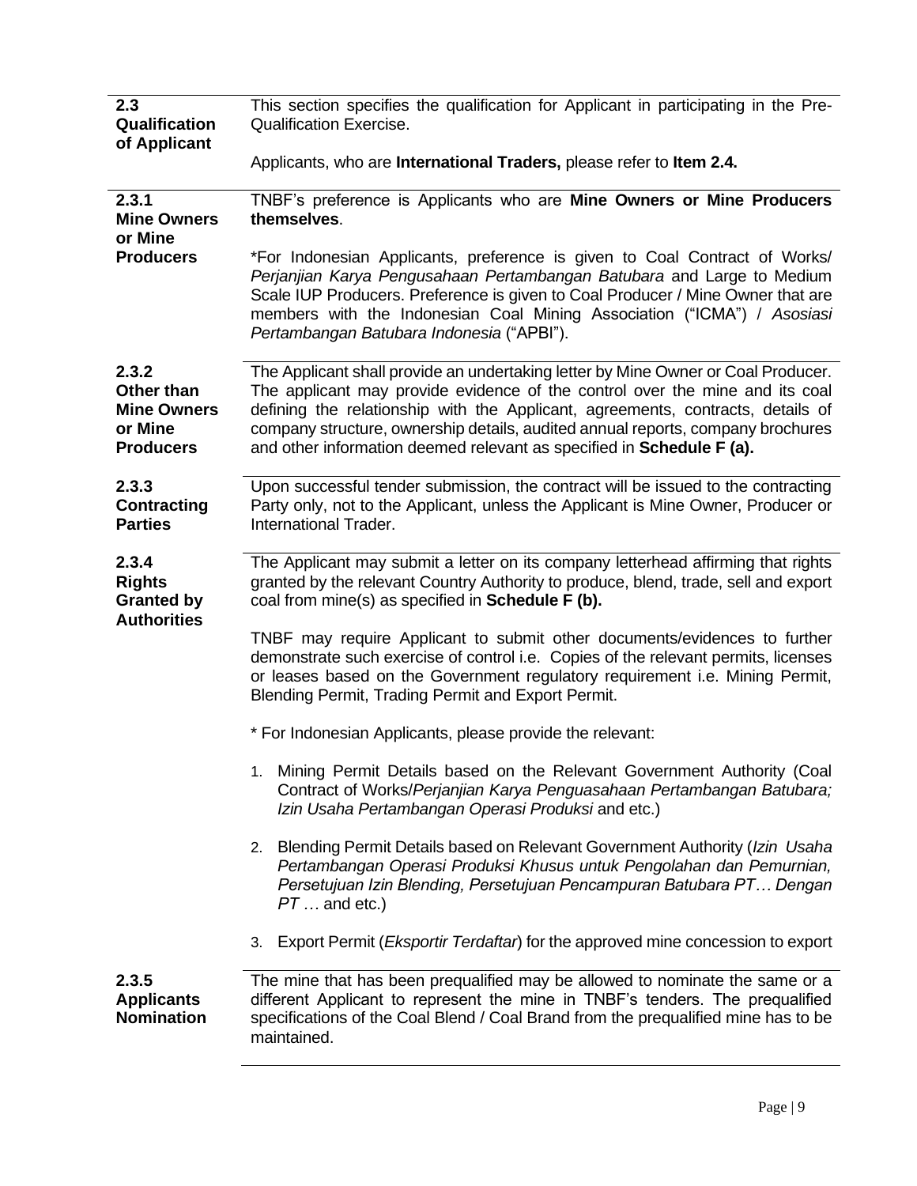| | |
|---|---|
| **2.3 Qualification of Applicant** | This section specifies the qualification for Applicant in participating in the Pre-Qualification Exercise.<br><br>Applicants, who are **International Traders,** please refer to **Item 2.4.** |
| **2.3.1 Mine Owners or Mine Producers** | TNBF's preference is Applicants who are **Mine Owners or Mine Producers themselves**.<br><br>*For Indonesian Applicants, preference is given to Coal Contract of Works/ *Perjanjian Karya Pengusahaan Pertambangan Batubara* and Large to Medium Scale IUP Producers. Preference is given to Coal Producer / Mine Owner that are members with the Indonesian Coal Mining Association ("ICMA") / *Asosiasi Pertambangan Batubara Indonesia* ("APBI"). |
| **2.3.2 Other than Mine Owners or Mine Producers** | The Applicant shall provide an undertaking letter by Mine Owner or Coal Producer. The applicant may provide evidence of the control over the mine and its coal defining the relationship with the Applicant, agreements, contracts, details of company structure, ownership details, audited annual reports, company brochures and other information deemed relevant as specified in **Schedule F (a).** |
| **2.3.3 Contracting Parties** | Upon successful tender submission, the contract will be issued to the contracting Party only, not to the Applicant, unless the Applicant is Mine Owner, Producer or International Trader. |
| **2.3.4 Rights Granted by Authorities** | The Applicant may submit a letter on its company letterhead affirming that rights granted by the relevant Country Authority to produce, blend, trade, sell and export coal from mine(s) as specified in **Schedule F (b).**<br><br>TNBF may require Applicant to submit other documents/evidences to further demonstrate such exercise of control i.e. Copies of the relevant permits, licenses or leases based on the Government regulatory requirement i.e. Mining Permit, Blending Permit, Trading Permit and Export Permit.<br><br>* For Indonesian Applicants, please provide the relevant:<br><br>1. Mining Permit Details based on the Relevant Government Authority (Coal Contract of Works/*Perjanjian Karya Penguasahaan Pertambangan Batubara; Izin Usaha Pertambangan Operasi Produksi* and etc.)<br><br>2. Blending Permit Details based on Relevant Government Authority (*Izin Usaha Pertambangan Operasi Produksi Khusus untuk Pengolahan dan Pemurnian, Persetujuan Izin Blending, Persetujuan Pencampuran Batubara PT… Dengan PT …* and etc.)<br><br>3. Export Permit (*Eksportir Terdaftar*) for the approved mine concession to export |
| **2.3.5 Applicants Nomination** | The mine that has been prequalified may be allowed to nominate the same or a different Applicant to represent the mine in TNBF's tenders. The prequalified specifications of the Coal Blend / Coal Brand from the prequalified mine has to be maintained. |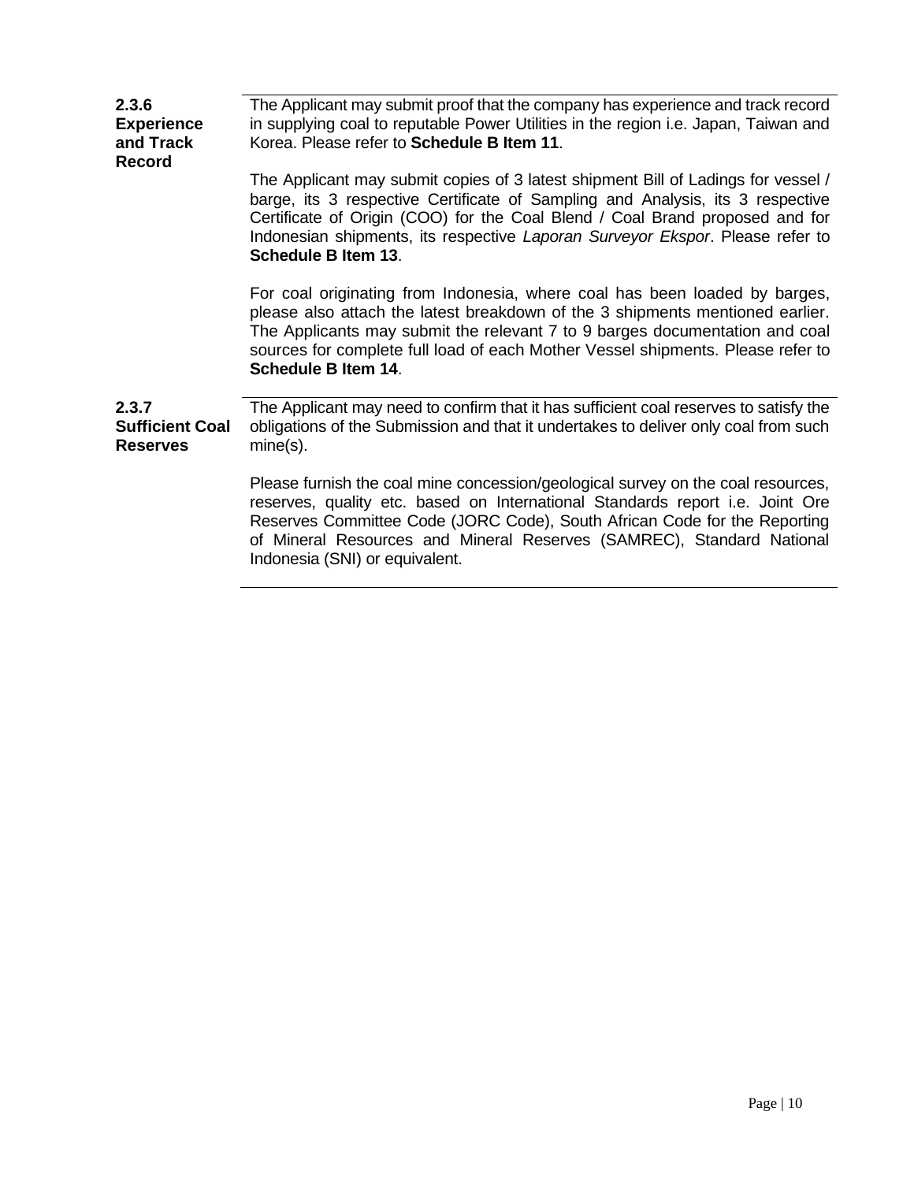**2.3.6 Experience and Track Record**

The Applicant may submit proof that the company has experience and track record in supplying coal to reputable Power Utilities in the region i.e. Japan, Taiwan and Korea. Please refer to **Schedule B Item 11**.

The Applicant may submit copies of 3 latest shipment Bill of Ladings for vessel / barge, its 3 respective Certificate of Sampling and Analysis, its 3 respective Certificate of Origin (COO) for the Coal Blend / Coal Brand proposed and for Indonesian shipments, its respective *Laporan Surveyor Ekspor*. Please refer to **Schedule B Item 13**.

For coal originating from Indonesia, where coal has been loaded by barges, please also attach the latest breakdown of the 3 shipments mentioned earlier. The Applicants may submit the relevant 7 to 9 barges documentation and coal sources for complete full load of each Mother Vessel shipments. Please refer to **Schedule B Item 14**.

**2.3.7 Sufficient Coal Reserves**

The Applicant may need to confirm that it has sufficient coal reserves to satisfy the obligations of the Submission and that it undertakes to deliver only coal from such mine(s).

Please furnish the coal mine concession/geological survey on the coal resources, reserves, quality etc. based on International Standards report i.e. Joint Ore Reserves Committee Code (JORC Code), South African Code for the Reporting of Mineral Resources and Mineral Reserves (SAMREC), Standard National Indonesia (SNI) or equivalent.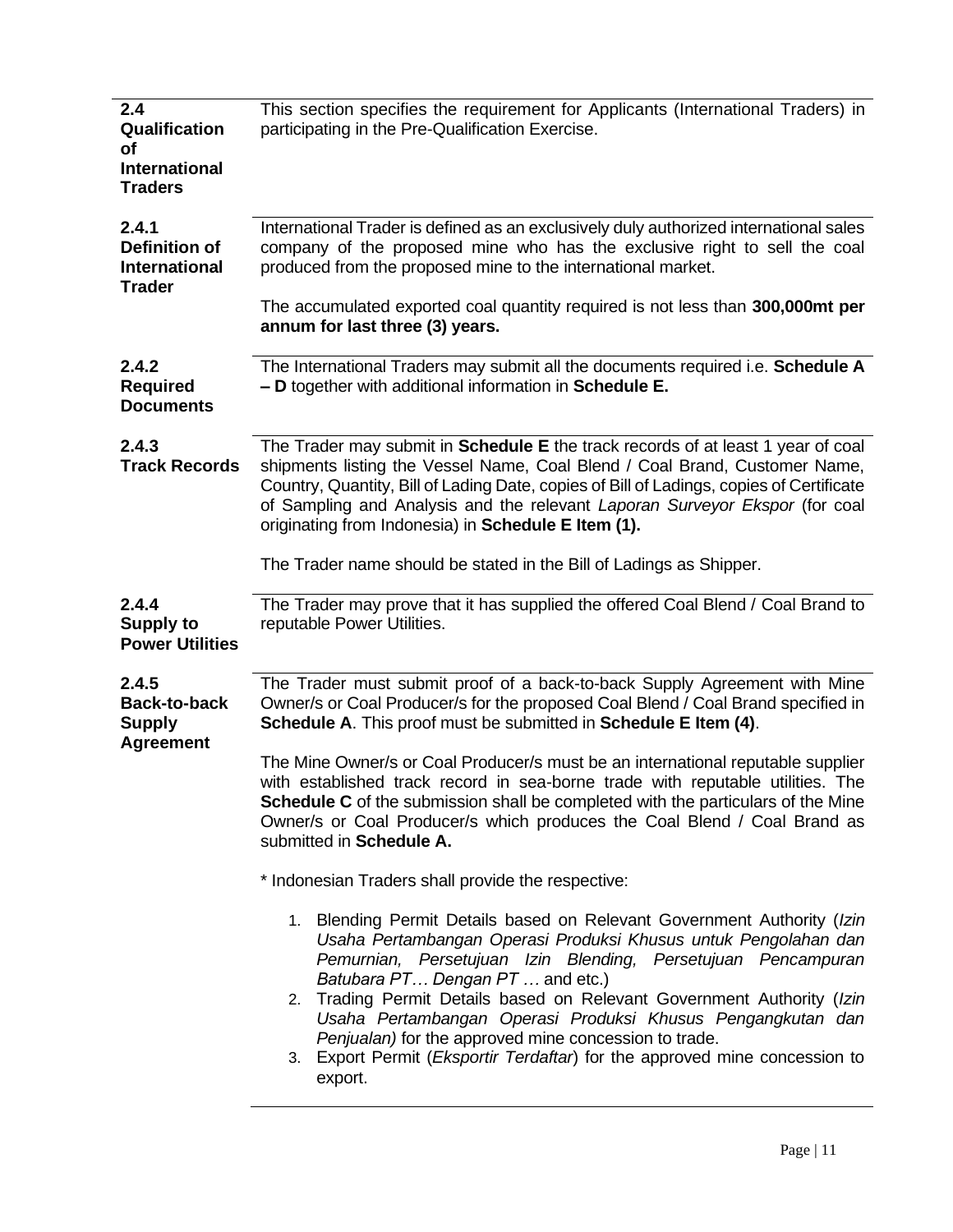**2.4 Qualification of International Traders**

This section specifies the requirement for Applicants (International Traders) in participating in the Pre-Qualification Exercise.

**2.4.1 Definition of International Trader**

International Trader is defined as an exclusively duly authorized international sales company of the proposed mine who has the exclusive right to sell the coal produced from the proposed mine to the international market.

The accumulated exported coal quantity required is not less than **300,000mt per annum for last three (3) years.**

**2.4.2 Required Documents**

The International Traders may submit all the documents required i.e. **Schedule A – D** together with additional information in **Schedule E.**

**2.4.3 Track Records**

The Trader may submit in **Schedule E** the track records of at least 1 year of coal shipments listing the Vessel Name, Coal Blend / Coal Brand, Customer Name, Country, Quantity, Bill of Lading Date, copies of Bill of Ladings, copies of Certificate of Sampling and Analysis and the relevant *Laporan Surveyor Ekspor* (for coal originating from Indonesia) in **Schedule E Item (1).**

The Trader name should be stated in the Bill of Ladings as Shipper.

**2.4.4 Supply to Power Utilities**

The Trader may prove that it has supplied the offered Coal Blend / Coal Brand to reputable Power Utilities.

**2.4.5 Back-to-back Supply Agreement**

The Trader must submit proof of a back-to-back Supply Agreement with Mine Owner/s or Coal Producer/s for the proposed Coal Blend / Coal Brand specified in **Schedule A**. This proof must be submitted in **Schedule E Item (4)**.

The Mine Owner/s or Coal Producer/s must be an international reputable supplier with established track record in sea-borne trade with reputable utilities. The **Schedule C** of the submission shall be completed with the particulars of the Mine Owner/s or Coal Producer/s which produces the Coal Blend / Coal Brand as submitted in **Schedule A.**

* Indonesian Traders shall provide the respective:

1. Blending Permit Details based on Relevant Government Authority (*Izin Usaha Pertambangan Operasi Produksi Khusus untuk Pengolahan dan Pemurnian, Persetujuan Izin Blending, Persetujuan Pencampuran Batubara PT… Dengan PT …* and etc.)
2. Trading Permit Details based on Relevant Government Authority (*Izin Usaha Pertambangan Operasi Produksi Khusus Pengangkutan dan Penjualan)* for the approved mine concession to trade.
3. Export Permit (*Eksportir Terdaftar*) for the approved mine concession to export.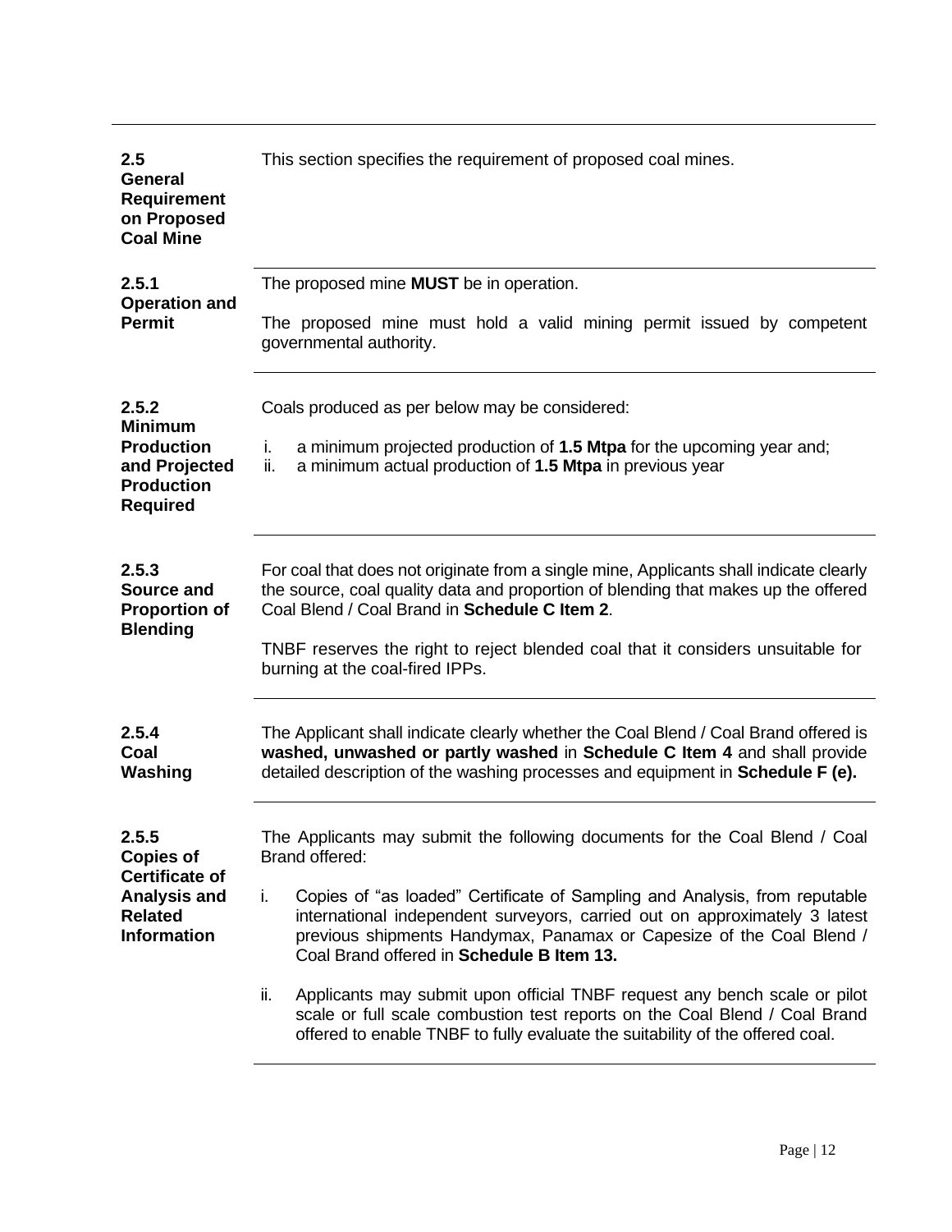**2.5 General Requirement on Proposed Coal Mine**

This section specifies the requirement of proposed coal mines.

**2.5.1 Operation and Permit**

The proposed mine **MUST** be in operation.

The proposed mine must hold a valid mining permit issued by competent governmental authority.

**2.5.2 Minimum Production and Projected Production Required**

Coals produced as per below may be considered:

i. a minimum projected production of **1.5 Mtpa** for the upcoming year and;
ii. a minimum actual production of **1.5 Mtpa** in previous year

**2.5.3 Source and Proportion of Blending**

For coal that does not originate from a single mine, Applicants shall indicate clearly the source, coal quality data and proportion of blending that makes up the offered Coal Blend / Coal Brand in **Schedule C Item 2**.

TNBF reserves the right to reject blended coal that it considers unsuitable for burning at the coal-fired IPPs.

**2.5.4 Coal Washing**

The Applicant shall indicate clearly whether the Coal Blend / Coal Brand offered is **washed, unwashed or partly washed** in **Schedule C Item 4** and shall provide detailed description of the washing processes and equipment in **Schedule F (e).**

**2.5.5 Copies of Certificate of Analysis and Related Information**

The Applicants may submit the following documents for the Coal Blend / Coal Brand offered:

i. Copies of "as loaded" Certificate of Sampling and Analysis, from reputable international independent surveyors, carried out on approximately 3 latest previous shipments Handymax, Panamax or Capesize of the Coal Blend / Coal Brand offered in **Schedule B Item 13.**

ii. Applicants may submit upon official TNBF request any bench scale or pilot scale or full scale combustion test reports on the Coal Blend / Coal Brand offered to enable TNBF to fully evaluate the suitability of the offered coal.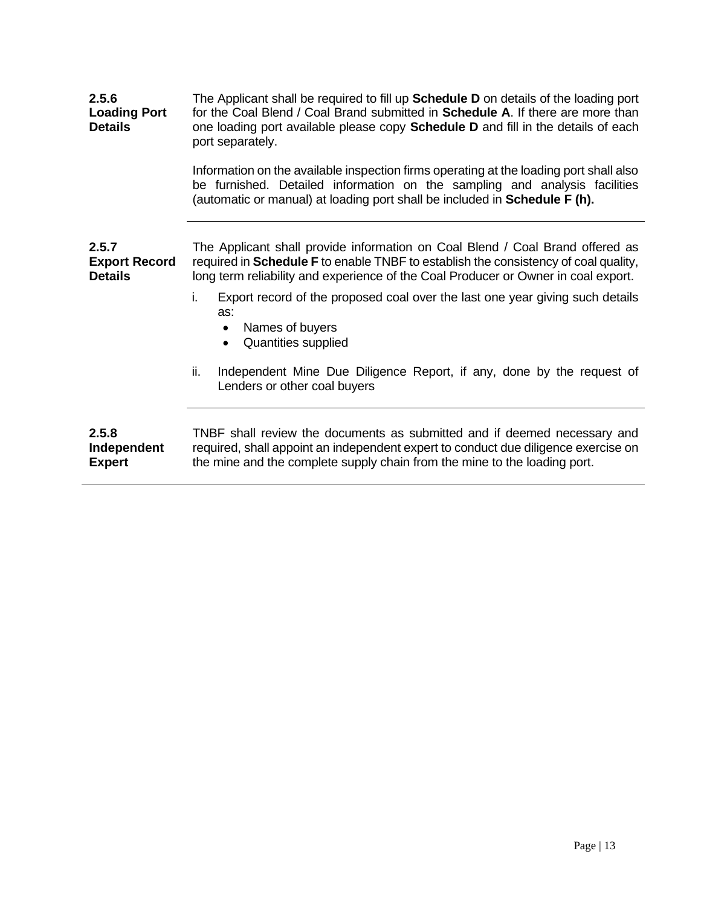**2.5.6 Loading Port Details**

The Applicant shall be required to fill up **Schedule D** on details of the loading port for the Coal Blend / Coal Brand submitted in **Schedule A**. If there are more than one loading port available please copy **Schedule D** and fill in the details of each port separately.

Information on the available inspection firms operating at the loading port shall also be furnished. Detailed information on the sampling and analysis facilities (automatic or manual) at loading port shall be included in **Schedule F (h).**

---

**2.5.7 Export Record Details**

The Applicant shall provide information on Coal Blend / Coal Brand offered as required in **Schedule F** to enable TNBF to establish the consistency of coal quality, long term reliability and experience of the Coal Producer or Owner in coal export.

i. Export record of the proposed coal over the last one year giving such details as:
   - Names of buyers
   - Quantities supplied

ii. Independent Mine Due Diligence Report, if any, done by the request of Lenders or other coal buyers

---

**2.5.8 Independent Expert**

TNBF shall review the documents as submitted and if deemed necessary and required, shall appoint an independent expert to conduct due diligence exercise on the mine and the complete supply chain from the mine to the loading port.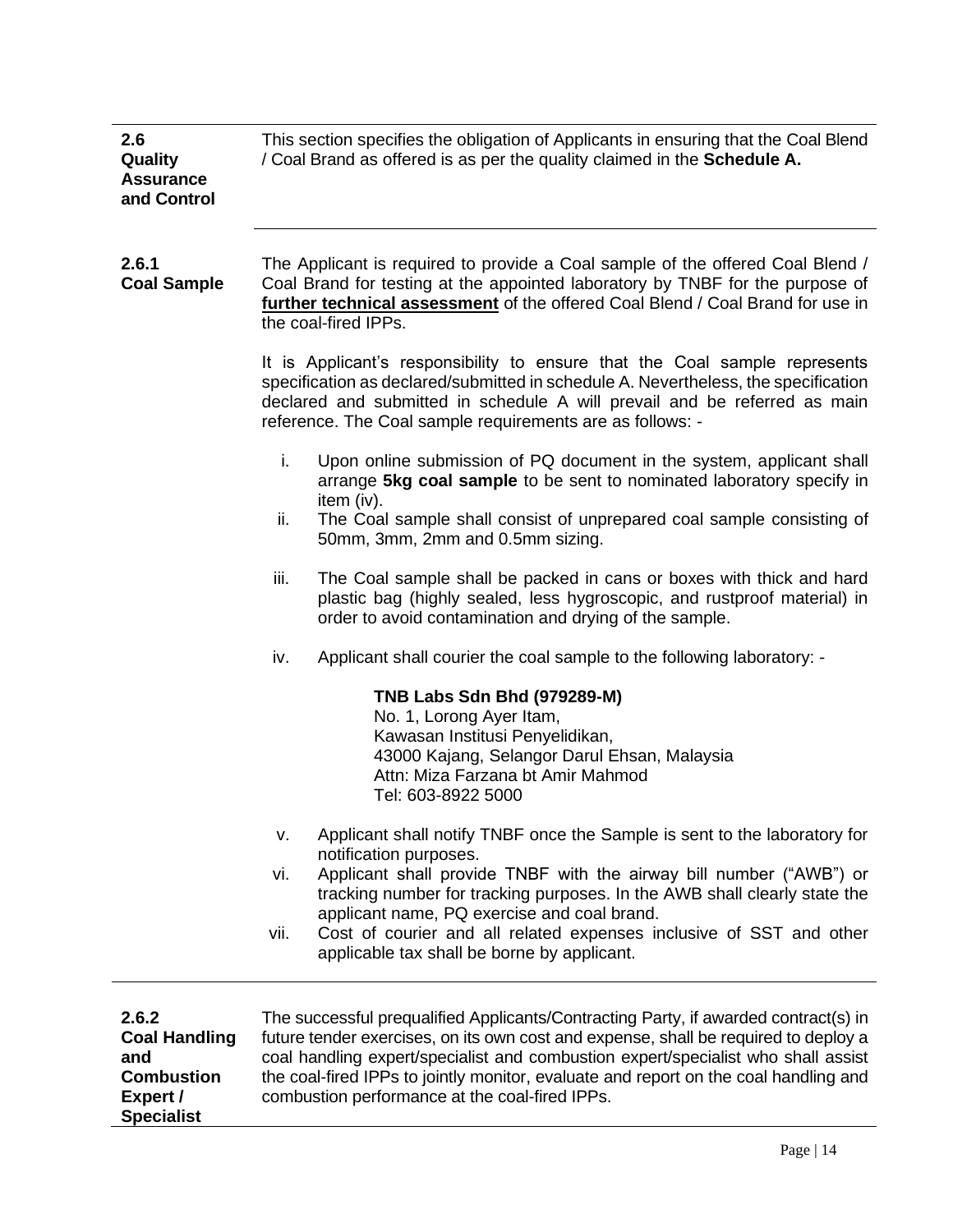### 2.6 Quality Assurance and Control

This section specifies the obligation of Applicants in ensuring that the Coal Blend / Coal Brand as offered is as per the quality claimed in the **Schedule A.**

#### 2.6.1 Coal Sample

The Applicant is required to provide a Coal sample of the offered Coal Blend / Coal Brand for testing at the appointed laboratory by TNBF for the purpose of **further technical assessment** of the offered Coal Blend / Coal Brand for use in the coal-fired IPPs.

It is Applicant's responsibility to ensure that the Coal sample represents specification as declared/submitted in schedule A. Nevertheless, the specification declared and submitted in schedule A will prevail and be referred as main reference. The Coal sample requirements are as follows: -

i. Upon online submission of PQ document in the system, applicant shall arrange **5kg coal sample** to be sent to nominated laboratory specify in item (iv).

ii. The Coal sample shall consist of unprepared coal sample consisting of 50mm, 3mm, 2mm and 0.5mm sizing.

iii. The Coal sample shall be packed in cans or boxes with thick and hard plastic bag (highly sealed, less hygroscopic, and rustproof material) in order to avoid contamination and drying of the sample.

iv. Applicant shall courier the coal sample to the following laboratory: -

   **TNB Labs Sdn Bhd (979289-M)**
   No. 1, Lorong Ayer Itam,
   Kawasan Institusi Penyelidikan,
   43000 Kajang, Selangor Darul Ehsan, Malaysia
   Attn: Miza Farzana bt Amir Mahmod
   Tel: 603-8922 5000

v. Applicant shall notify TNBF once the Sample is sent to the laboratory for notification purposes.

vi. Applicant shall provide TNBF with the airway bill number ("AWB") or tracking number for tracking purposes. In the AWB shall clearly state the applicant name, PQ exercise and coal brand.

vii. Cost of courier and all related expenses inclusive of SST and other applicable tax shall be borne by applicant.

#### 2.6.2 Coal Handling and Combustion Expert / Specialist

The successful prequalified Applicants/Contracting Party, if awarded contract(s) in future tender exercises, on its own cost and expense, shall be required to deploy a coal handling expert/specialist and combustion expert/specialist who shall assist the coal-fired IPPs to jointly monitor, evaluate and report on the coal handling and combustion performance at the coal-fired IPPs.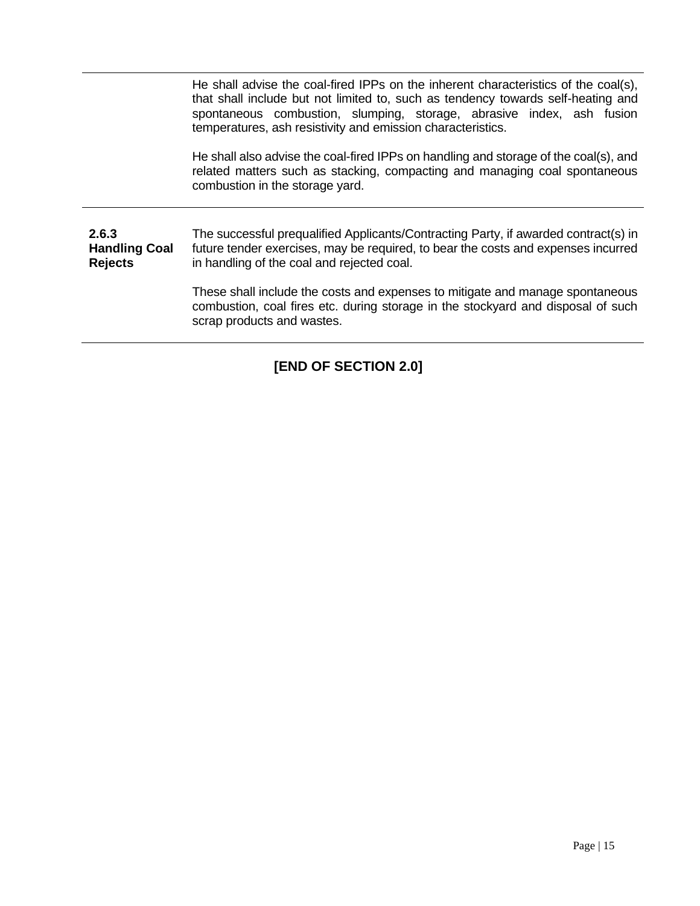| | |
|---|---|
| | He shall advise the coal-fired IPPs on the inherent characteristics of the coal(s), that shall include but not limited to, such as tendency towards self-heating and spontaneous combustion, slumping, storage, abrasive index, ash fusion temperatures, ash resistivity and emission characteristics.<br><br>He shall also advise the coal-fired IPPs on handling and storage of the coal(s), and related matters such as stacking, compacting and managing coal spontaneous combustion in the storage yard. |
| **2.6.3 Handling Coal Rejects** | The successful prequalified Applicants/Contracting Party, if awarded contract(s) in future tender exercises, may be required, to bear the costs and expenses incurred in handling of the coal and rejected coal.<br><br>These shall include the costs and expenses to mitigate and manage spontaneous combustion, coal fires etc. during storage in the stockyard and disposal of such scrap products and wastes. |

**[END OF SECTION 2.0]**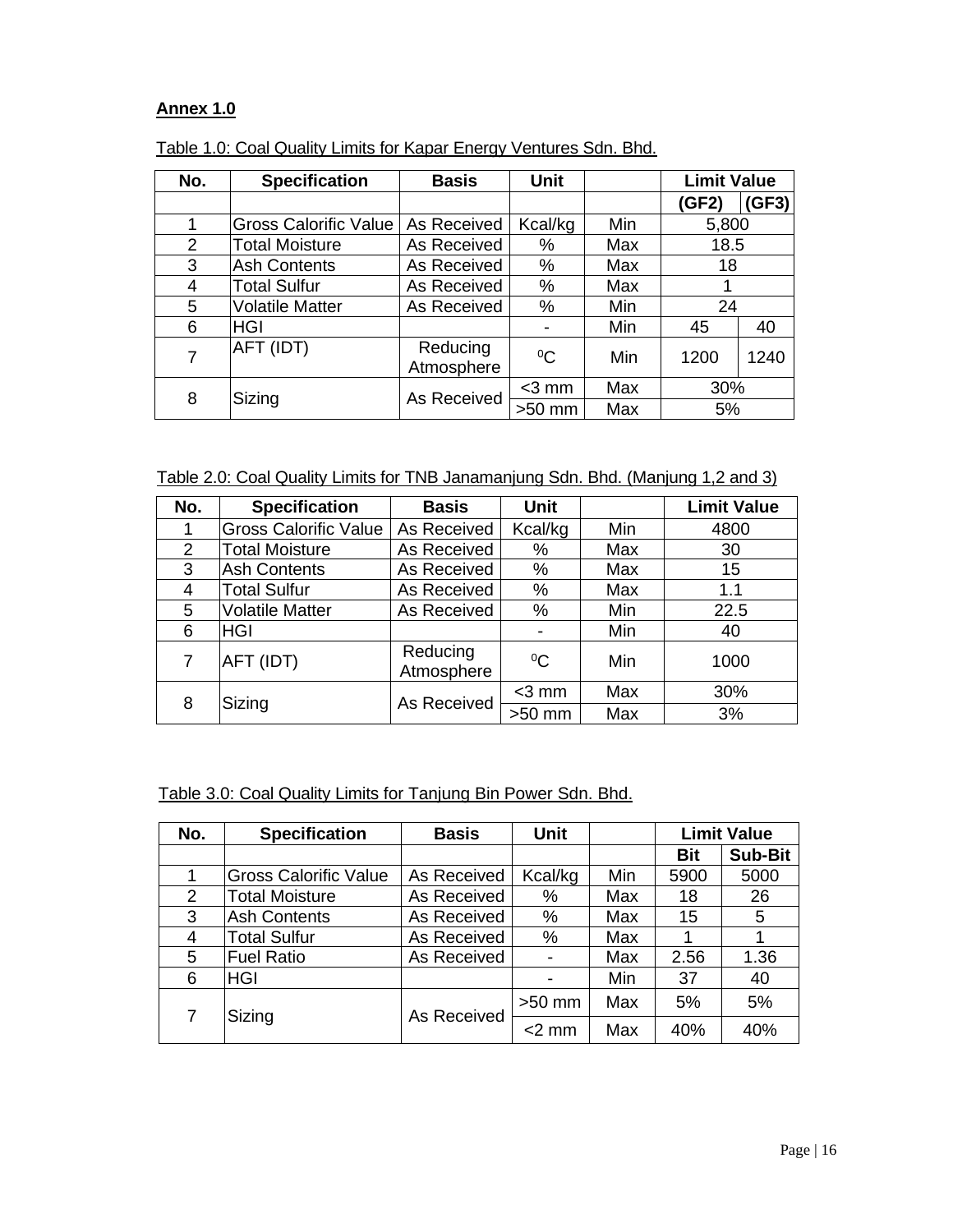**Annex 1.0**

Table 1.0: Coal Quality Limits for Kapar Energy Ventures Sdn. Bhd.

| No. | Specification | Basis | Unit | | Limit Value | |
|---|---|---|---|---|---|---|
| | | | | | (GF2) | (GF3) |
| 1 | Gross Calorific Value | As Received | Kcal/kg | Min | 5,800 | |
| 2 | Total Moisture | As Received | % | Max | 18.5 | |
| 3 | Ash Contents | As Received | % | Max | 18 | |
| 4 | Total Sulfur | As Received | % | Max | 1 | |
| 5 | Volatile Matter | As Received | % | Min | 24 | |
| 6 | HGI | | - | Min | 45 | 40 |
| 7 | AFT (IDT) | Reducing Atmosphere | $^0C$ | Min | 1200 | 1240 |
| 8 | Sizing | As Received | <3 mm | Max | 30% | |
| | | | >50 mm | Max | 5% | |

Table 2.0: Coal Quality Limits for TNB Janamanjung Sdn. Bhd. (Manjung 1,2 and 3)

| No. | Specification | Basis | Unit | | Limit Value |
|---|---|---|---|---|---|
| 1 | Gross Calorific Value | As Received | Kcal/kg | Min | 4800 |
| 2 | Total Moisture | As Received | % | Max | 30 |
| 3 | Ash Contents | As Received | % | Max | 15 |
| 4 | Total Sulfur | As Received | % | Max | 1.1 |
| 5 | Volatile Matter | As Received | % | Min | 22.5 |
| 6 | HGI | | - | Min | 40 |
| 7 | AFT (IDT) | Reducing Atmosphere | $^0C$ | Min | 1000 |
| 8 | Sizing | As Received | <3 mm | Max | 30% |
| | | | >50 mm | Max | 3% |

Table 3.0: Coal Quality Limits for Tanjung Bin Power Sdn. Bhd.

| No. | Specification | Basis | Unit | | Limit Value | |
|---|---|---|---|---|---|---|
| | | | | | Bit | Sub-Bit |
| 1 | Gross Calorific Value | As Received | Kcal/kg | Min | 5900 | 5000 |
| 2 | Total Moisture | As Received | % | Max | 18 | 26 |
| 3 | Ash Contents | As Received | % | Max | 15 | 5 |
| 4 | Total Sulfur | As Received | % | Max | 1 | 1 |
| 5 | Fuel Ratio | As Received | - | Max | 2.56 | 1.36 |
| 6 | HGI | | - | Min | 37 | 40 |
| 7 | Sizing | As Received | >50 mm | Max | 5% | 5% |
| | | | <2 mm | Max | 40% | 40% |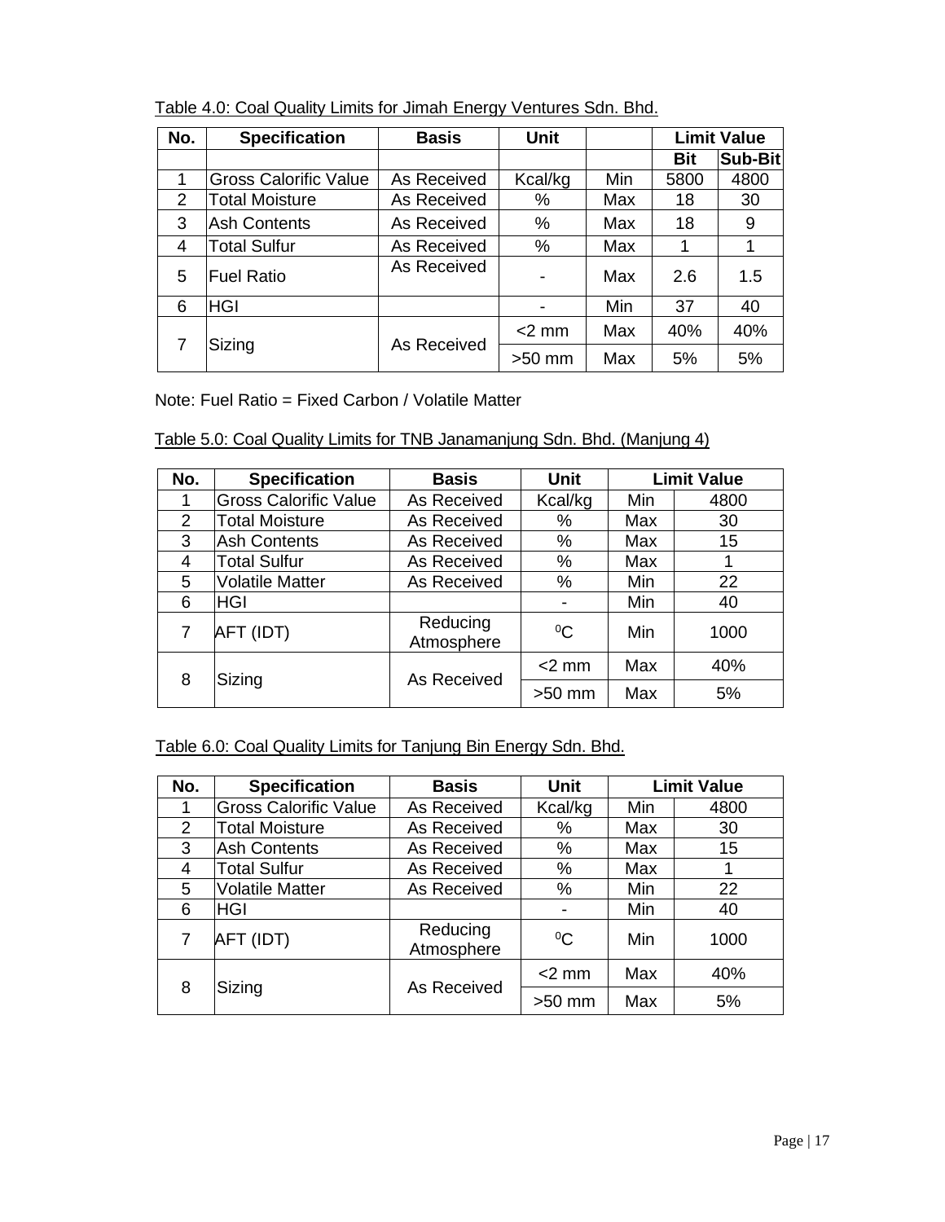Table 4.0: Coal Quality Limits for Jimah Energy Ventures Sdn. Bhd.

| No. | Specification | Basis | Unit | | Limit Value | |
|---|---|---|---|---|---|---|
| | | | | | Bit | Sub-Bit |
| 1 | Gross Calorific Value | As Received | Kcal/kg | Min | 5800 | 4800 |
| 2 | Total Moisture | As Received | % | Max | 18 | 30 |
| 3 | Ash Contents | As Received | % | Max | 18 | 9 |
| 4 | Total Sulfur | As Received | % | Max | 1 | 1 |
| 5 | Fuel Ratio | As Received | - | Max | 2.6 | 1.5 |
| 6 | HGI | | - | Min | 37 | 40 |
| 7 | Sizing | As Received | <2 mm | Max | 40% | 40% |
| | | | >50 mm | Max | 5% | 5% |

Note: Fuel Ratio = Fixed Carbon / Volatile Matter

Table 5.0: Coal Quality Limits for TNB Janamanjung Sdn. Bhd. (Manjung 4)

| No. | Specification | Basis | Unit | Limit Value | |
|---|---|---|---|---|---|
| 1 | Gross Calorific Value | As Received | Kcal/kg | Min | 4800 |
| 2 | Total Moisture | As Received | % | Max | 30 |
| 3 | Ash Contents | As Received | % | Max | 15 |
| 4 | Total Sulfur | As Received | % | Max | 1 |
| 5 | Volatile Matter | As Received | % | Min | 22 |
| 6 | HGI | | - | Min | 40 |
| 7 | AFT (IDT) | Reducing Atmosphere | $^{0}C$ | Min | 1000 |
| 8 | Sizing | As Received | <2 mm | Max | 40% |
| | | | >50 mm | Max | 5% |

Table 6.0: Coal Quality Limits for Tanjung Bin Energy Sdn. Bhd.

| No. | Specification | Basis | Unit | Limit Value | |
|---|---|---|---|---|---|
| 1 | Gross Calorific Value | As Received | Kcal/kg | Min | 4800 |
| 2 | Total Moisture | As Received | % | Max | 30 |
| 3 | Ash Contents | As Received | % | Max | 15 |
| 4 | Total Sulfur | As Received | % | Max | 1 |
| 5 | Volatile Matter | As Received | % | Min | 22 |
| 6 | HGI | | - | Min | 40 |
| 7 | AFT (IDT) | Reducing Atmosphere | $^{0}C$ | Min | 1000 |
| 8 | Sizing | As Received | <2 mm | Max | 40% |
| | | | >50 mm | Max | 5% |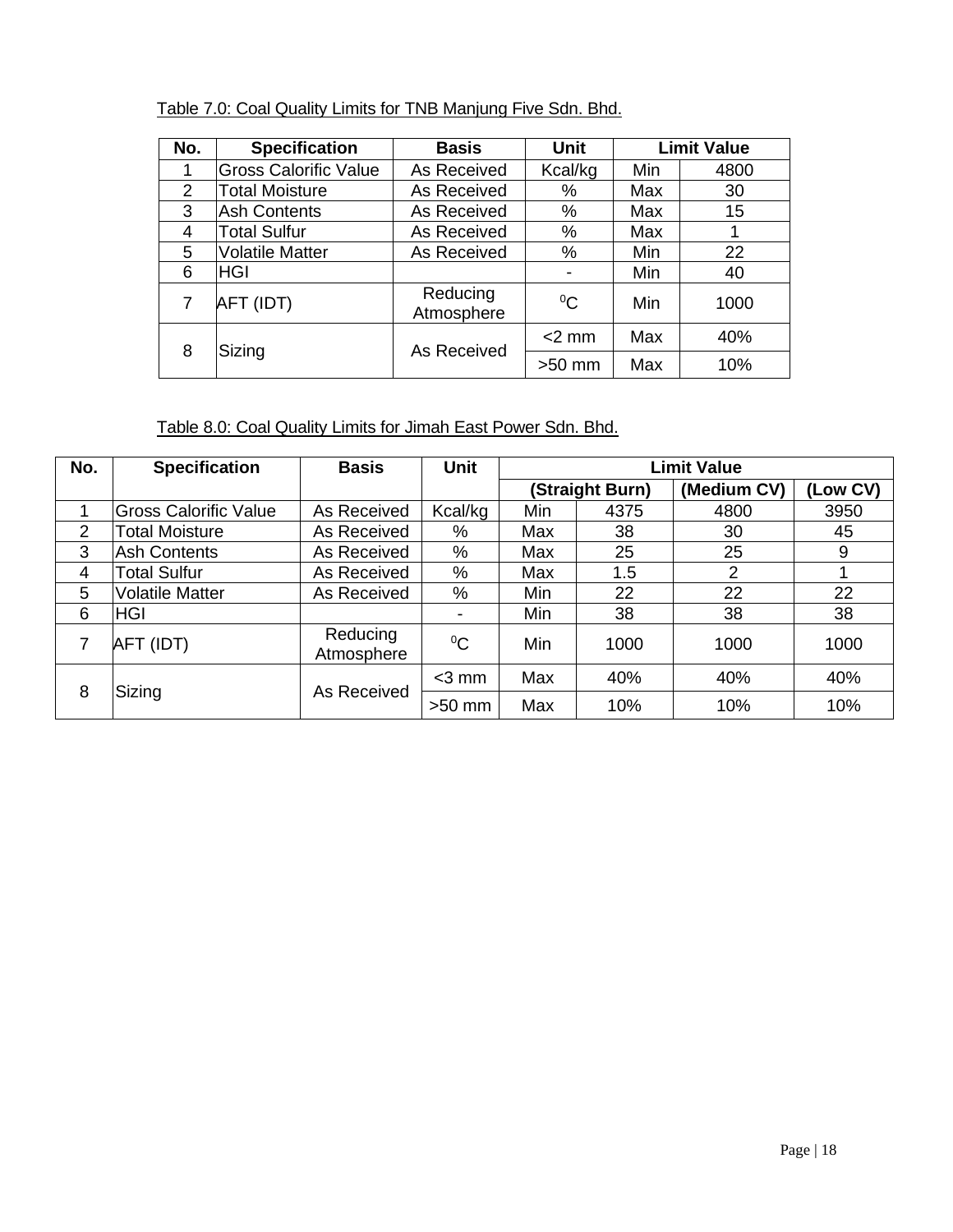Table 7.0: Coal Quality Limits for TNB Manjung Five Sdn. Bhd.

| No. | Specification | Basis | Unit | Limit Value | |
|---|---|---|---|---|---|
| 1 | Gross Calorific Value | As Received | Kcal/kg | Min | 4800 |
| 2 | Total Moisture | As Received | % | Max | 30 |
| 3 | Ash Contents | As Received | % | Max | 15 |
| 4 | Total Sulfur | As Received | % | Max | 1 |
| 5 | Volatile Matter | As Received | % | Min | 22 |
| 6 | HGI | | - | Min | 40 |
| 7 | AFT (IDT) | Reducing Atmosphere | $^{0}$C | Min | 1000 |
| 8 | Sizing | As Received | <2 mm | Max | 40% |
| | | | >50 mm | Max | 10% |

Table 8.0: Coal Quality Limits for Jimah East Power Sdn. Bhd.

| No. | Specification | Basis | Unit | Limit Value | | | |
|---|---|---|---|---|---|---|---|
| | | | | (Straight Burn) | | (Medium CV) | (Low CV) |
| 1 | Gross Calorific Value | As Received | Kcal/kg | Min | 4375 | 4800 | 3950 |
| 2 | Total Moisture | As Received | % | Max | 38 | 30 | 45 |
| 3 | Ash Contents | As Received | % | Max | 25 | 25 | 9 |
| 4 | Total Sulfur | As Received | % | Max | 1.5 | 2 | 1 |
| 5 | Volatile Matter | As Received | % | Min | 22 | 22 | 22 |
| 6 | HGI | | - | Min | 38 | 38 | 38 |
| 7 | AFT (IDT) | Reducing Atmosphere | $^{0}$C | Min | 1000 | 1000 | 1000 |
| 8 | Sizing | As Received | <3 mm | Max | 40% | 40% | 40% |
| | | | >50 mm | Max | 10% | 10% | 10% |